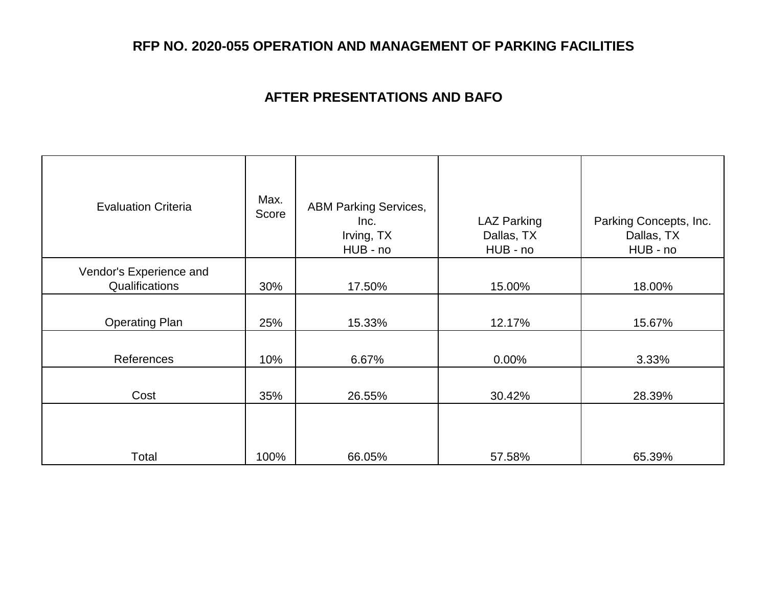# RFP NO. 2020-055 OPERATION AND MANAGEMENT OF PARKING FACILITIES

## AFTER PRESENTATIONS AND BAFO

| Evaluation Criteria | Max. Score | ABM Parking Services, Inc.<br>Irving, TX<br>HUB - no | LAZ Parking<br>Dallas, TX<br>HUB - no | Parking Concepts, Inc.<br>Dallas, TX<br>HUB - no |
|---|---|---|---|---|
| Vendor's Experience and Qualifications | 30% | 17.50% | 15.00% | 18.00% |
| Operating Plan | 25% | 15.33% | 12.17% | 15.67% |
| References | 10% | 6.67% | 0.00% | 3.33% |
| Cost | 35% | 26.55% | 30.42% | 28.39% |
| Total | 100% | 66.05% | 57.58% | 65.39% |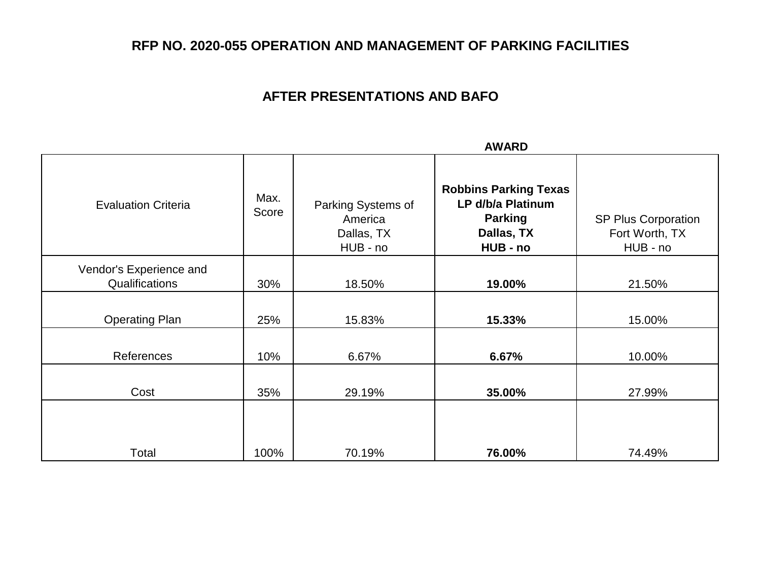## RFP NO. 2020-055 OPERATION AND MANAGEMENT OF PARKING FACILITIES

## AFTER PRESENTATIONS AND BAFO

| Evaluation Criteria | Max. Score | Parking Systems of America Dallas, TX HUB - no | **AWARD** **Robbins Parking Texas LP d/b/a Platinum Parking Dallas, TX HUB - no** | SP Plus Corporation Fort Worth, TX HUB - no |
|---|---|---|---|---|
| Vendor's Experience and Qualifications | 30% | 18.50% | **19.00%** | 21.50% |
| Operating Plan | 25% | 15.83% | **15.33%** | 15.00% |
| References | 10% | 6.67% | **6.67%** | 10.00% |
| Cost | 35% | 29.19% | **35.00%** | 27.99% |
| Total | 100% | 70.19% | **76.00%** | 74.49% |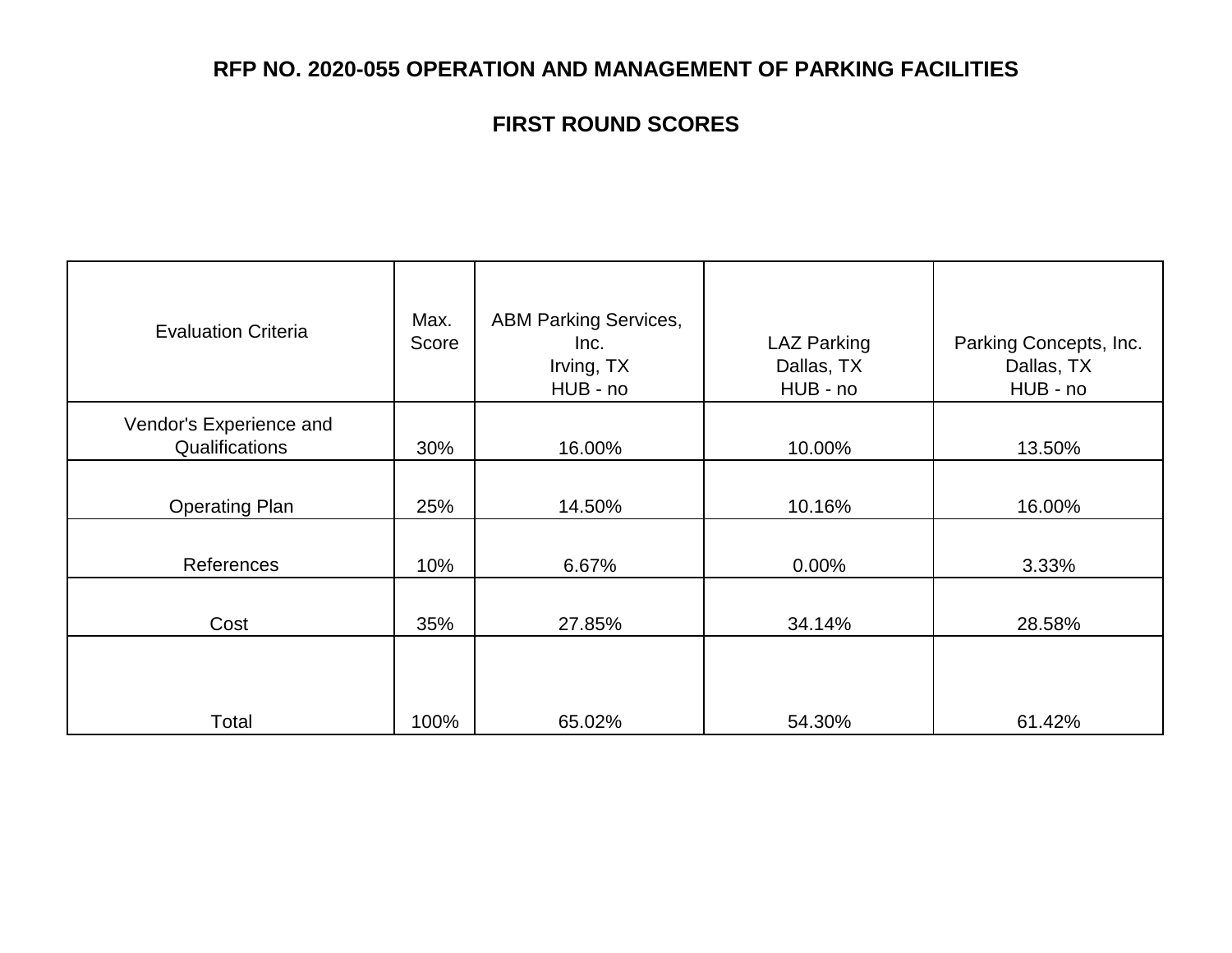# RFP NO. 2020-055 OPERATION AND MANAGEMENT OF PARKING FACILITIES

## FIRST ROUND SCORES

| Evaluation Criteria | Max. Score | ABM Parking Services, Inc. Irving, TX HUB - no | LAZ Parking Dallas, TX HUB - no | Parking Concepts, Inc. Dallas, TX HUB - no |
|---|---|---|---|---|
| Vendor's Experience and Qualifications | 30% | 16.00% | 10.00% | 13.50% |
| Operating Plan | 25% | 14.50% | 10.16% | 16.00% |
| References | 10% | 6.67% | 0.00% | 3.33% |
| Cost | 35% | 27.85% | 34.14% | 28.58% |
| Total | 100% | 65.02% | 54.30% | 61.42% |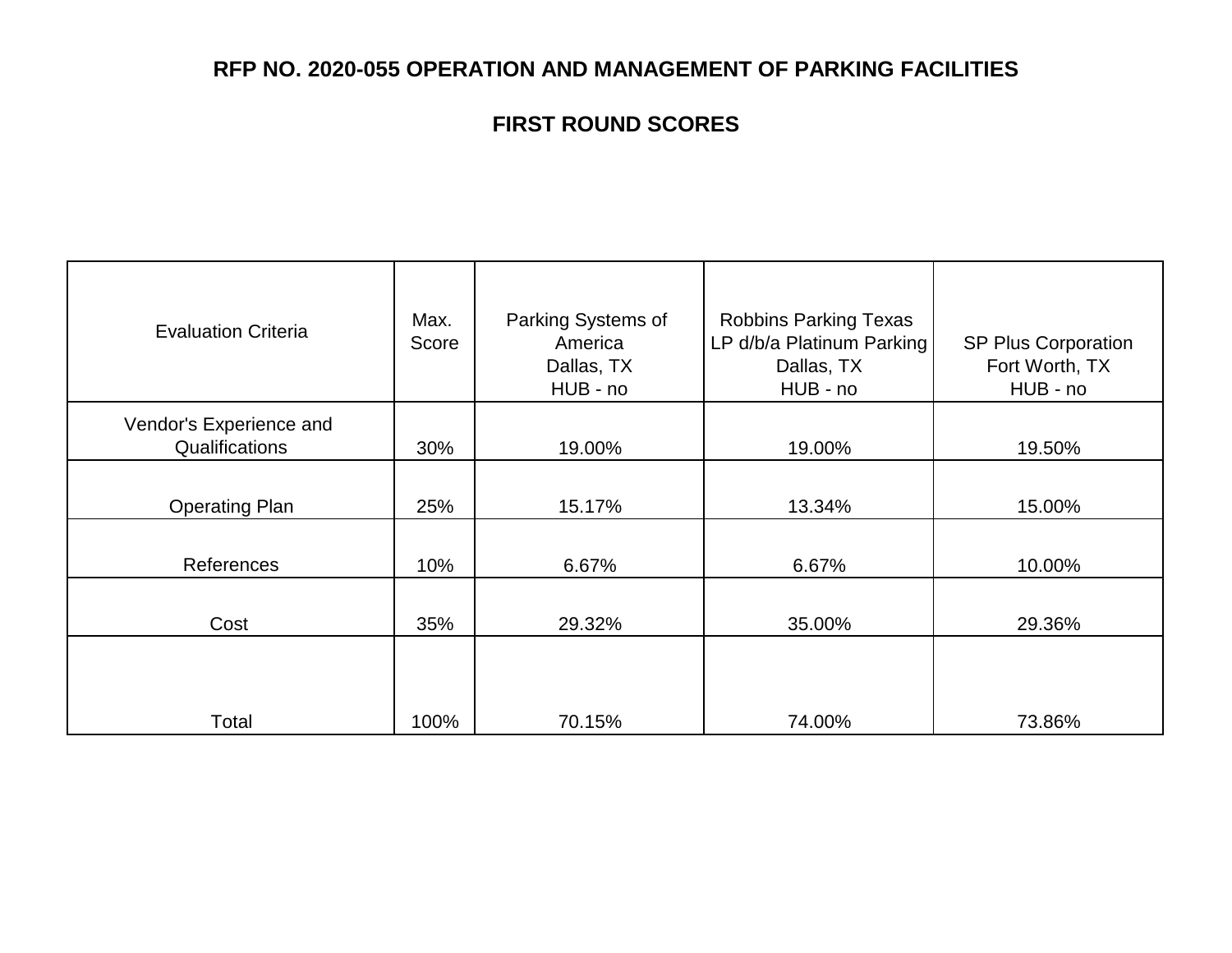# RFP NO. 2020-055 OPERATION AND MANAGEMENT OF PARKING FACILITIES

## FIRST ROUND SCORES

| Evaluation Criteria | Max. Score | Parking Systems of America Dallas, TX HUB - no | Robbins Parking Texas LP d/b/a Platinum Parking Dallas, TX HUB - no | SP Plus Corporation Fort Worth, TX HUB - no |
|---|---|---|---|---|
| Vendor's Experience and Qualifications | 30% | 19.00% | 19.00% | 19.50% |
| Operating Plan | 25% | 15.17% | 13.34% | 15.00% |
| References | 10% | 6.67% | 6.67% | 10.00% |
| Cost | 35% | 29.32% | 35.00% | 29.36% |
| Total | 100% | 70.15% | 74.00% | 73.86% |